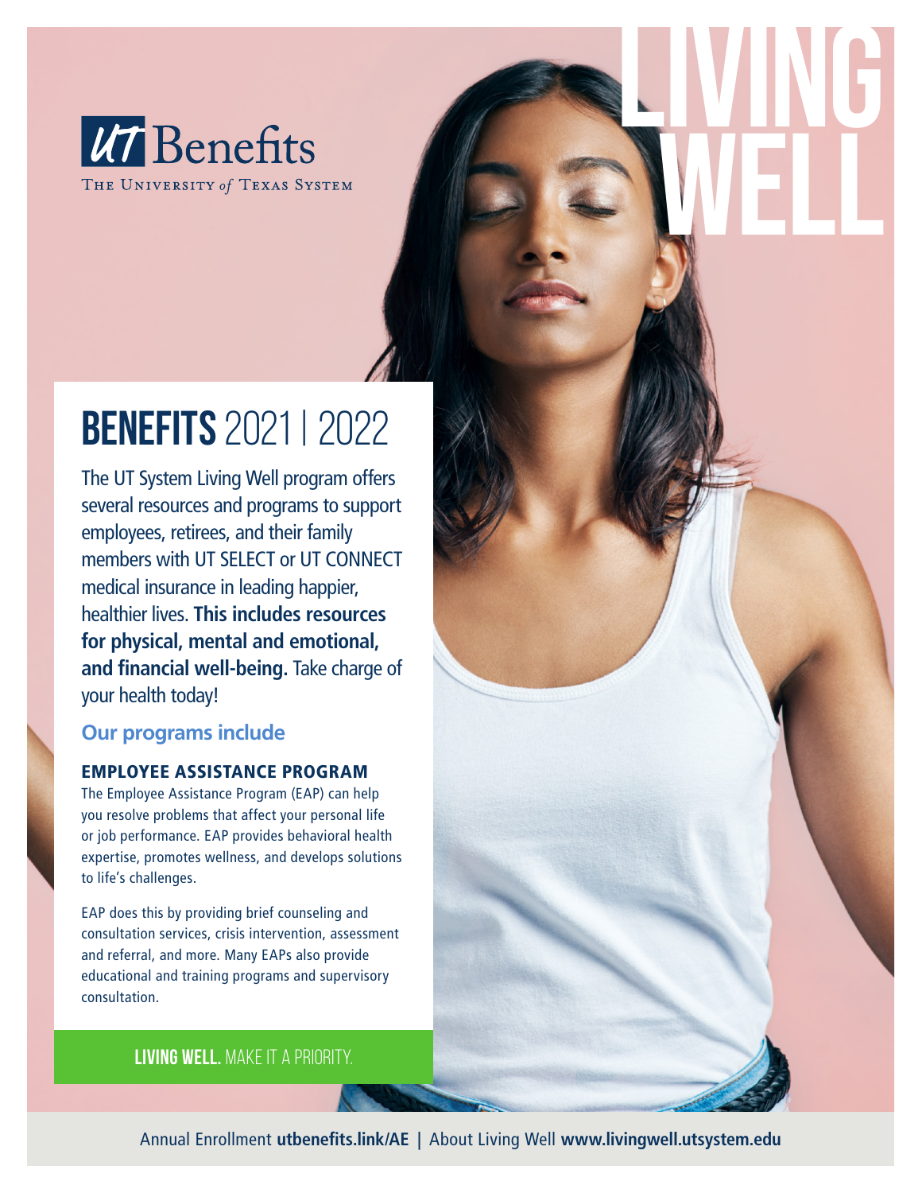UT Benefits
THE UNIVERSITY of TEXAS SYSTEM

# LIVING WELL

## BENEFITS 2021 | 2022

The UT System Living Well program offers several resources and programs to support employees, retirees, and their family members with UT SELECT or UT CONNECT medical insurance in leading happier, healthier lives. **This includes resources for physical, mental and emotional, and financial well-being.** Take charge of your health today!

### Our programs include

#### EMPLOYEE ASSISTANCE PROGRAM

The Employee Assistance Program (EAP) can help you resolve problems that affect your personal life or job performance. EAP provides behavioral health expertise, promotes wellness, and develops solutions to life's challenges.

EAP does this by providing brief counseling and consultation services, crisis intervention, assessment and referral, and more. Many EAPs also provide educational and training programs and supervisory consultation.

**LIVING WELL.** MAKE IT A PRIORITY.

Annual Enrollment **utbenefits.link/AE** | About Living Well **www.livingwell.utsystem.edu**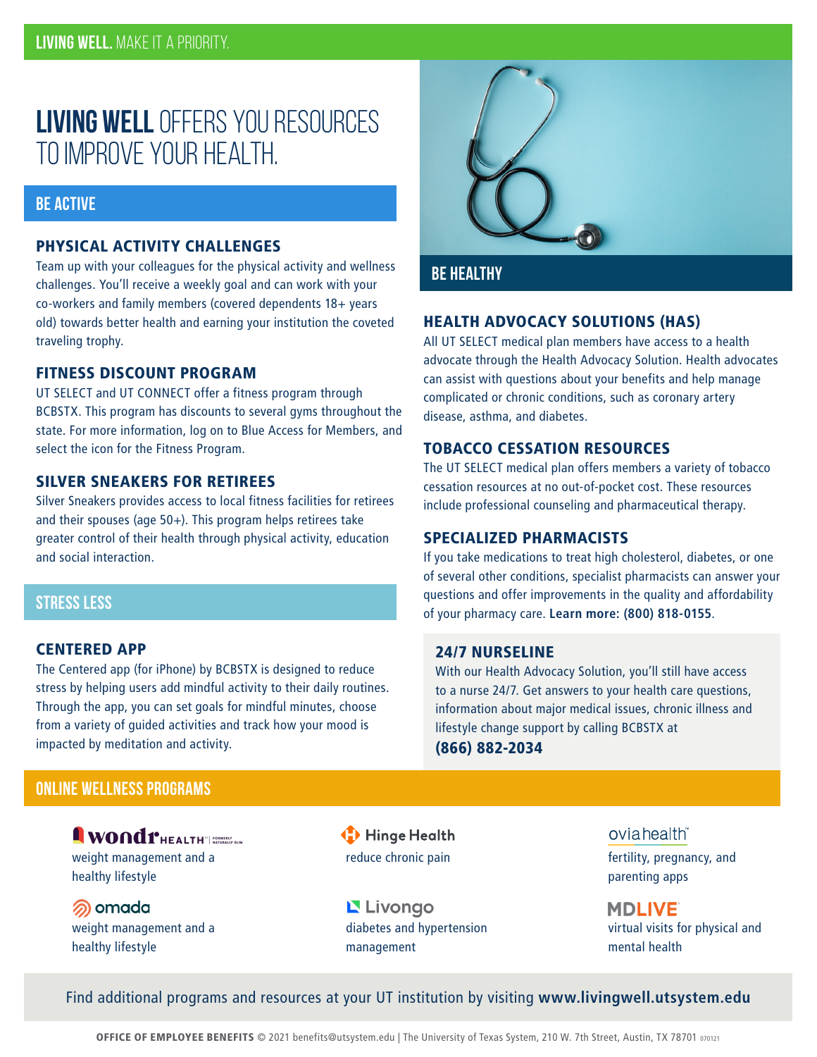**LIVING WELL.** MAKE IT A PRIORITY.

# LIVING WELL OFFERS YOU RESOURCES TO IMPROVE YOUR HEALTH.

## BE ACTIVE

### PHYSICAL ACTIVITY CHALLENGES

Team up with your colleagues for the physical activity and wellness challenges. You'll receive a weekly goal and can work with your co-workers and family members (covered dependents 18+ years old) towards better health and earning your institution the coveted traveling trophy.

### FITNESS DISCOUNT PROGRAM

UT SELECT and UT CONNECT offer a fitness program through BCBSTX. This program has discounts to several gyms throughout the state. For more information, log on to Blue Access for Members, and select the icon for the Fitness Program.

### SILVER SNEAKERS FOR RETIREES

Silver Sneakers provides access to local fitness facilities for retirees and their spouses (age 50+). This program helps retirees take greater control of their health through physical activity, education and social interaction.

## STRESS LESS

### CENTERED APP

The Centered app (for iPhone) by BCBSTX is designed to reduce stress by helping users add mindful activity to their daily routines. Through the app, you can set goals for mindful minutes, choose from a variety of guided activities and track how your mood is impacted by meditation and activity.

## BE HEALTHY

### HEALTH ADVOCACY SOLUTIONS (HAS)

All UT SELECT medical plan members have access to a health advocate through the Health Advocacy Solution. Health advocates can assist with questions about your benefits and help manage complicated or chronic conditions, such as coronary artery disease, asthma, and diabetes.

### TOBACCO CESSATION RESOURCES

The UT SELECT medical plan offers members a variety of tobacco cessation resources at no out-of-pocket cost. These resources include professional counseling and pharmaceutical therapy.

### SPECIALIZED PHARMACISTS

If you take medications to treat high cholesterol, diabetes, or one of several other conditions, specialist pharmacists can answer your questions and offer improvements in the quality and affordability of your pharmacy care. **Learn more: (800) 818-0155**.

### 24/7 NURSELINE

With our Health Advocacy Solution, you'll still have access to a nurse 24/7. Get answers to your health care questions, information about major medical issues, chronic illness and lifestyle change support by calling BCBSTX at

**(866) 882-2034**

## ONLINE WELLNESS PROGRAMS

**wondr HEALTH** (formerly Naturally Slim)
weight management and a healthy lifestyle

**omada**
weight management and a healthy lifestyle

**Hinge Health**
reduce chronic pain

**Livongo**
diabetes and hypertension management

**oviahealth**
fertility, pregnancy, and parenting apps

**MDLIVE**
virtual visits for physical and mental health

Find additional programs and resources at your UT institution by visiting **www.livingwell.utsystem.edu**

**OFFICE OF EMPLOYEE BENEFITS** © 2021 benefits@utsystem.edu | The University of Texas System, 210 W. 7th Street, Austin, TX 78701 070121